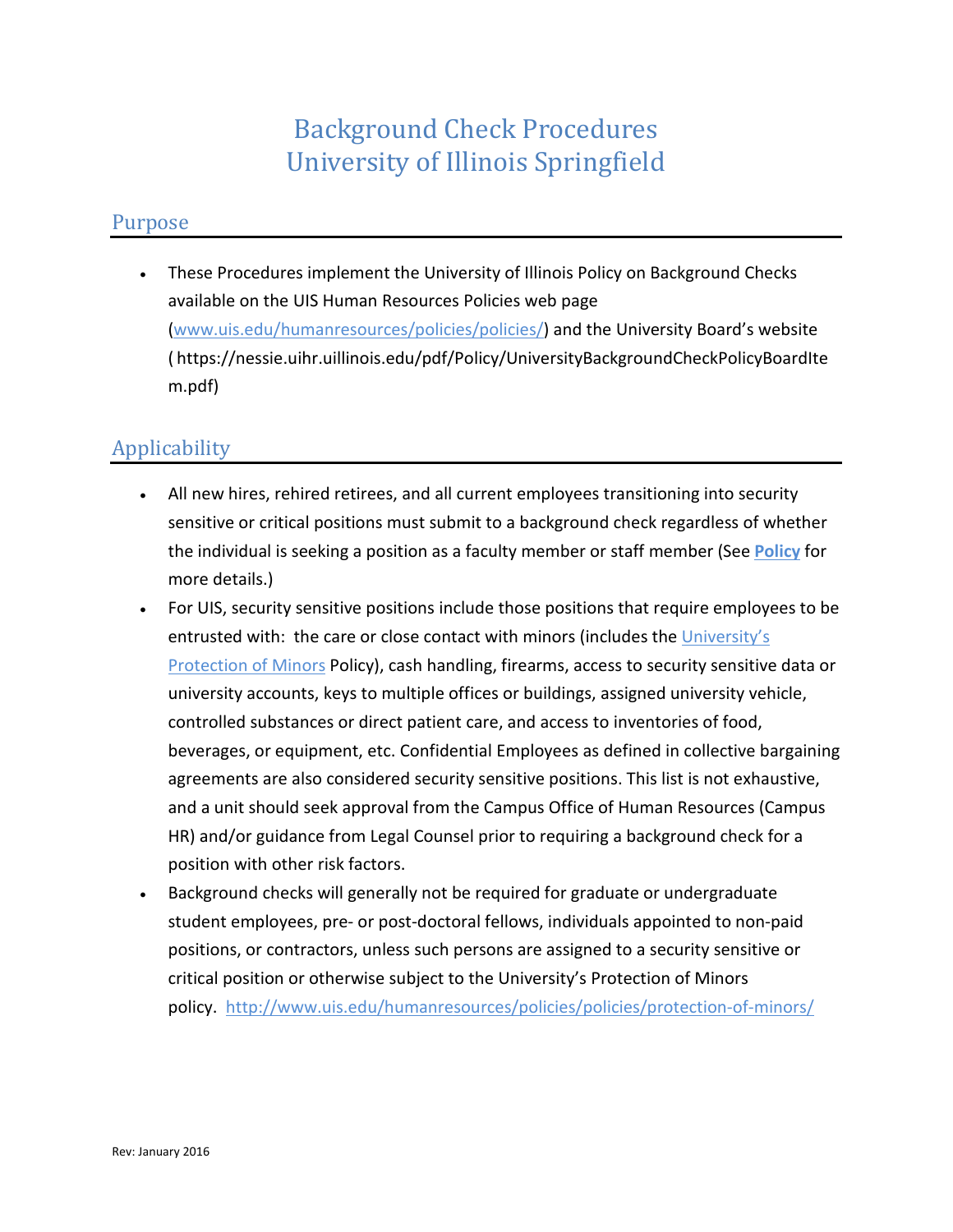# Background Check Procedures
# University of Illinois Springfield

## Purpose

- These Procedures implement the University of Illinois Policy on Background Checks available on the UIS Human Resources Policies web page (www.uis.edu/humanresources/policies/policies/) and the University Board's website ( https://nessie.uihr.uillinois.edu/pdf/Policy/UniversityBackgroundCheckPolicyBoardItem.pdf)

## Applicability

- All new hires, rehired retirees, and all current employees transitioning into security sensitive or critical positions must submit to a background check regardless of whether the individual is seeking a position as a faculty member or staff member (See **Policy** for more details.)
- For UIS, security sensitive positions include those positions that require employees to be entrusted with: the care or close contact with minors (includes the University's Protection of Minors Policy), cash handling, firearms, access to security sensitive data or university accounts, keys to multiple offices or buildings, assigned university vehicle, controlled substances or direct patient care, and access to inventories of food, beverages, or equipment, etc. Confidential Employees as defined in collective bargaining agreements are also considered security sensitive positions. This list is not exhaustive, and a unit should seek approval from the Campus Office of Human Resources (Campus HR) and/or guidance from Legal Counsel prior to requiring a background check for a position with other risk factors.
- Background checks will generally not be required for graduate or undergraduate student employees, pre- or post-doctoral fellows, individuals appointed to non-paid positions, or contractors, unless such persons are assigned to a security sensitive or critical position or otherwise subject to the University's Protection of Minors policy. http://www.uis.edu/humanresources/policies/policies/protection-of-minors/

Rev: January 2016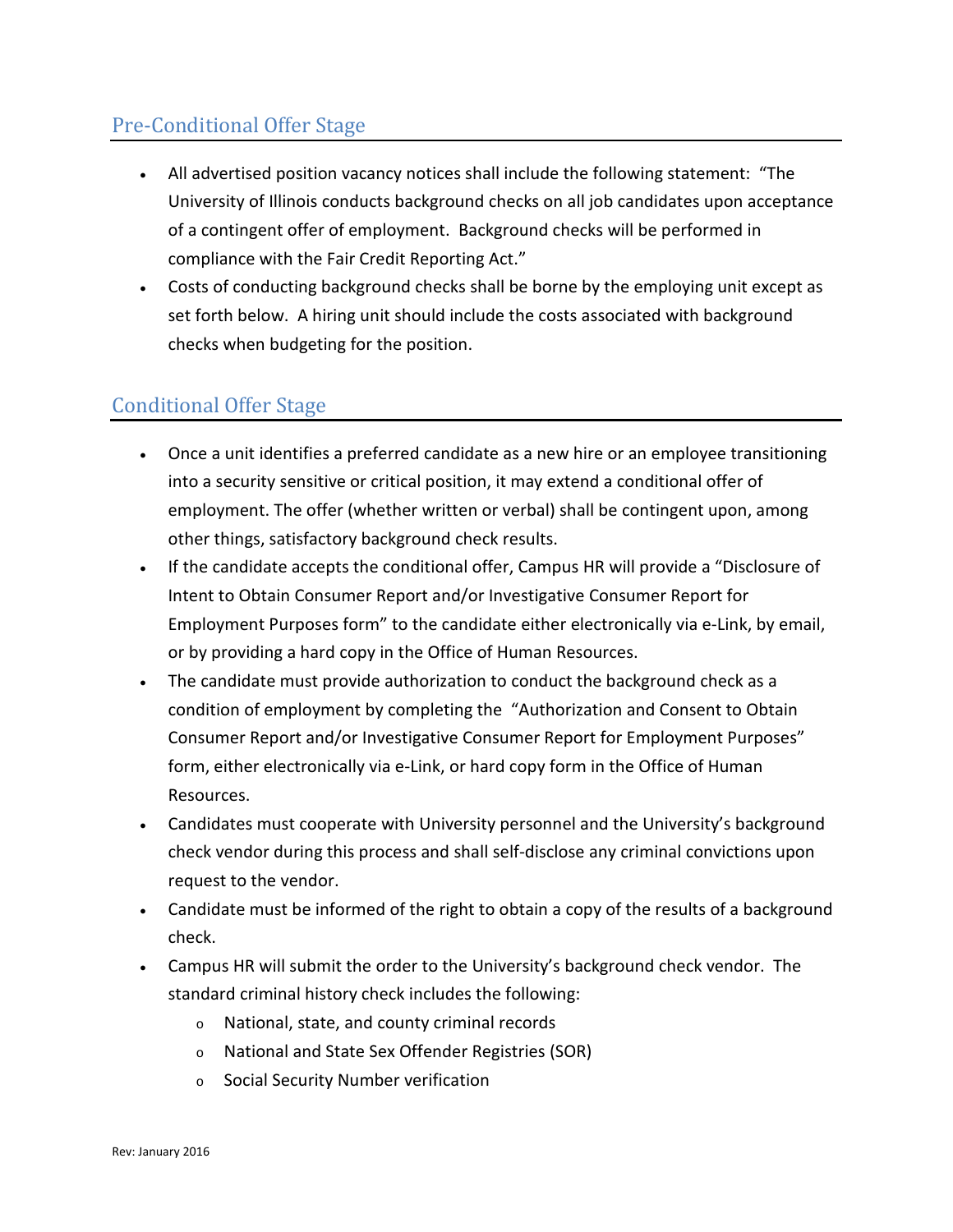## Pre-Conditional Offer Stage

- All advertised position vacancy notices shall include the following statement: "The University of Illinois conducts background checks on all job candidates upon acceptance of a contingent offer of employment. Background checks will be performed in compliance with the Fair Credit Reporting Act."
- Costs of conducting background checks shall be borne by the employing unit except as set forth below. A hiring unit should include the costs associated with background checks when budgeting for the position.

## Conditional Offer Stage

- Once a unit identifies a preferred candidate as a new hire or an employee transitioning into a security sensitive or critical position, it may extend a conditional offer of employment. The offer (whether written or verbal) shall be contingent upon, among other things, satisfactory background check results.
- If the candidate accepts the conditional offer, Campus HR will provide a "Disclosure of Intent to Obtain Consumer Report and/or Investigative Consumer Report for Employment Purposes form" to the candidate either electronically via e-Link, by email, or by providing a hard copy in the Office of Human Resources.
- The candidate must provide authorization to conduct the background check as a condition of employment by completing the "Authorization and Consent to Obtain Consumer Report and/or Investigative Consumer Report for Employment Purposes" form, either electronically via e-Link, or hard copy form in the Office of Human Resources.
- Candidates must cooperate with University personnel and the University's background check vendor during this process and shall self-disclose any criminal convictions upon request to the vendor.
- Candidate must be informed of the right to obtain a copy of the results of a background check.
- Campus HR will submit the order to the University's background check vendor. The standard criminal history check includes the following:
  - National, state, and county criminal records
  - National and State Sex Offender Registries (SOR)
  - Social Security Number verification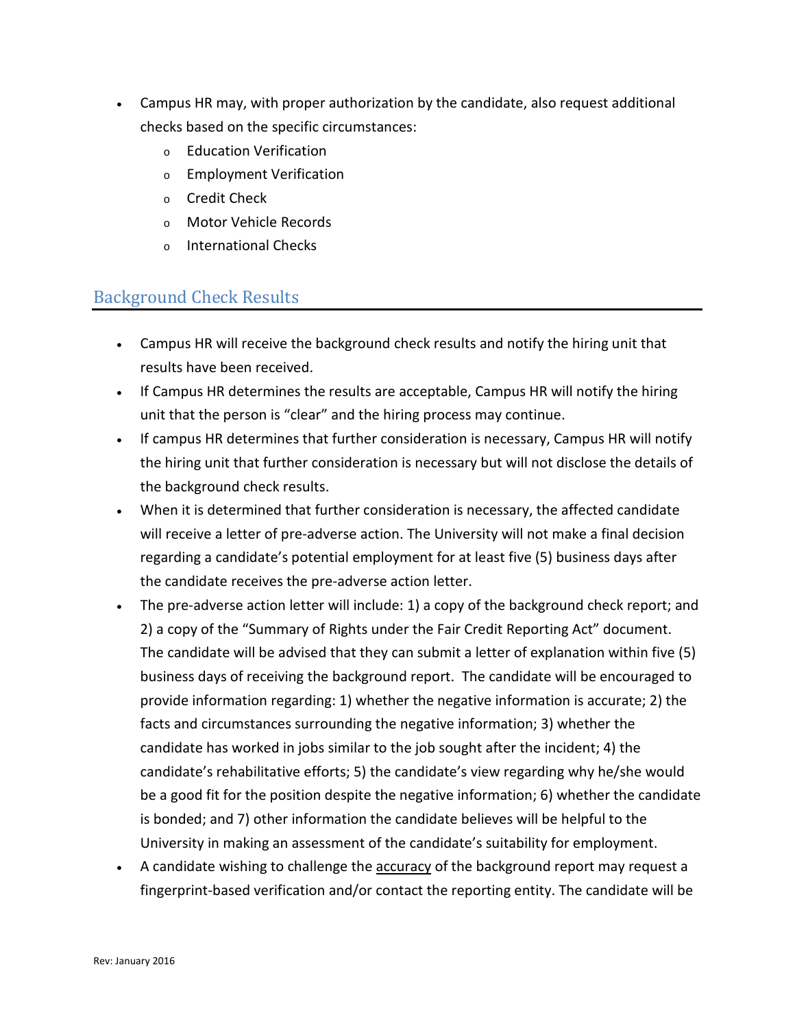- Campus HR may, with proper authorization by the candidate, also request additional checks based on the specific circumstances:
  - Education Verification
  - Employment Verification
  - Credit Check
  - Motor Vehicle Records
  - International Checks

## Background Check Results

- Campus HR will receive the background check results and notify the hiring unit that results have been received.
- If Campus HR determines the results are acceptable, Campus HR will notify the hiring unit that the person is "clear" and the hiring process may continue.
- If campus HR determines that further consideration is necessary, Campus HR will notify the hiring unit that further consideration is necessary but will not disclose the details of the background check results.
- When it is determined that further consideration is necessary, the affected candidate will receive a letter of pre-adverse action. The University will not make a final decision regarding a candidate's potential employment for at least five (5) business days after the candidate receives the pre-adverse action letter.
- The pre-adverse action letter will include: 1) a copy of the background check report; and 2) a copy of the "Summary of Rights under the Fair Credit Reporting Act" document. The candidate will be advised that they can submit a letter of explanation within five (5) business days of receiving the background report. The candidate will be encouraged to provide information regarding: 1) whether the negative information is accurate; 2) the facts and circumstances surrounding the negative information; 3) whether the candidate has worked in jobs similar to the job sought after the incident; 4) the candidate's rehabilitative efforts; 5) the candidate's view regarding why he/she would be a good fit for the position despite the negative information; 6) whether the candidate is bonded; and 7) other information the candidate believes will be helpful to the University in making an assessment of the candidate's suitability for employment.
- A candidate wishing to challenge the accuracy of the background report may request a fingerprint-based verification and/or contact the reporting entity. The candidate will be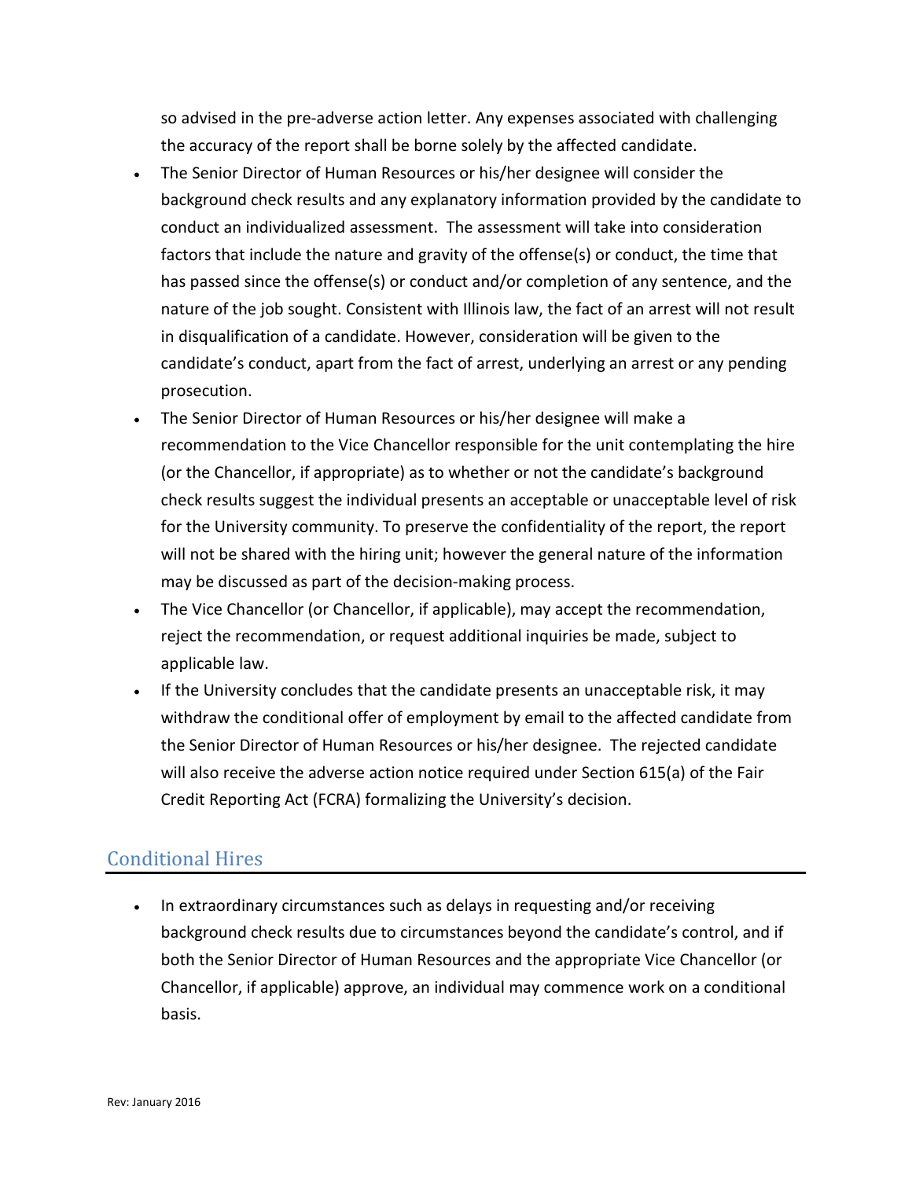so advised in the pre-adverse action letter. Any expenses associated with challenging the accuracy of the report shall be borne solely by the affected candidate.

- The Senior Director of Human Resources or his/her designee will consider the background check results and any explanatory information provided by the candidate to conduct an individualized assessment. The assessment will take into consideration factors that include the nature and gravity of the offense(s) or conduct, the time that has passed since the offense(s) or conduct and/or completion of any sentence, and the nature of the job sought. Consistent with Illinois law, the fact of an arrest will not result in disqualification of a candidate. However, consideration will be given to the candidate's conduct, apart from the fact of arrest, underlying an arrest or any pending prosecution.
- The Senior Director of Human Resources or his/her designee will make a recommendation to the Vice Chancellor responsible for the unit contemplating the hire (or the Chancellor, if appropriate) as to whether or not the candidate's background check results suggest the individual presents an acceptable or unacceptable level of risk for the University community. To preserve the confidentiality of the report, the report will not be shared with the hiring unit; however the general nature of the information may be discussed as part of the decision-making process.
- The Vice Chancellor (or Chancellor, if applicable), may accept the recommendation, reject the recommendation, or request additional inquiries be made, subject to applicable law.
- If the University concludes that the candidate presents an unacceptable risk, it may withdraw the conditional offer of employment by email to the affected candidate from the Senior Director of Human Resources or his/her designee. The rejected candidate will also receive the adverse action notice required under Section 615(a) of the Fair Credit Reporting Act (FCRA) formalizing the University's decision.

## Conditional Hires

- In extraordinary circumstances such as delays in requesting and/or receiving background check results due to circumstances beyond the candidate's control, and if both the Senior Director of Human Resources and the appropriate Vice Chancellor (or Chancellor, if applicable) approve, an individual may commence work on a conditional basis.

Rev: January 2016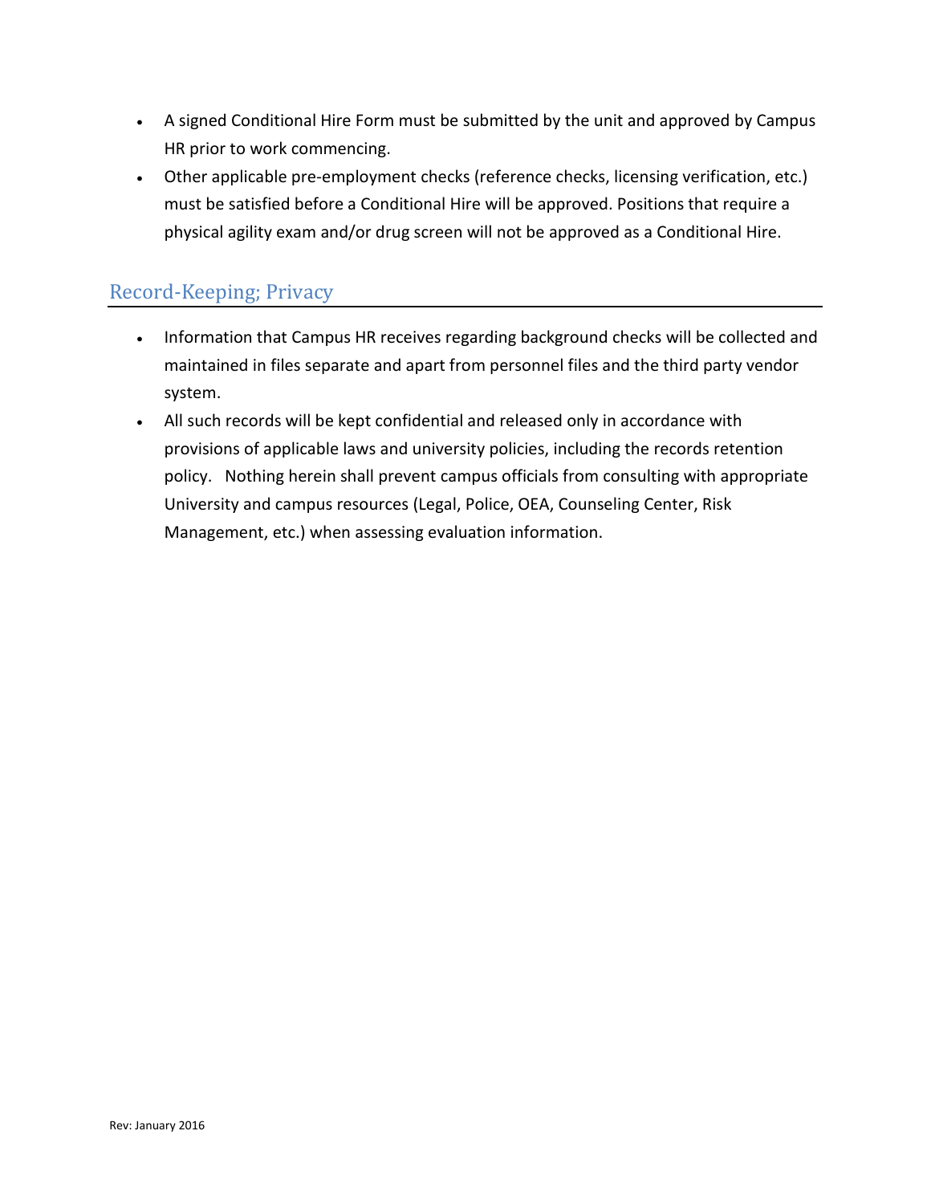- A signed Conditional Hire Form must be submitted by the unit and approved by Campus HR prior to work commencing.
- Other applicable pre-employment checks (reference checks, licensing verification, etc.) must be satisfied before a Conditional Hire will be approved. Positions that require a physical agility exam and/or drug screen will not be approved as a Conditional Hire.

## Record-Keeping; Privacy

- Information that Campus HR receives regarding background checks will be collected and maintained in files separate and apart from personnel files and the third party vendor system.
- All such records will be kept confidential and released only in accordance with provisions of applicable laws and university policies, including the records retention policy. Nothing herein shall prevent campus officials from consulting with appropriate University and campus resources (Legal, Police, OEA, Counseling Center, Risk Management, etc.) when assessing evaluation information.

Rev: January 2016